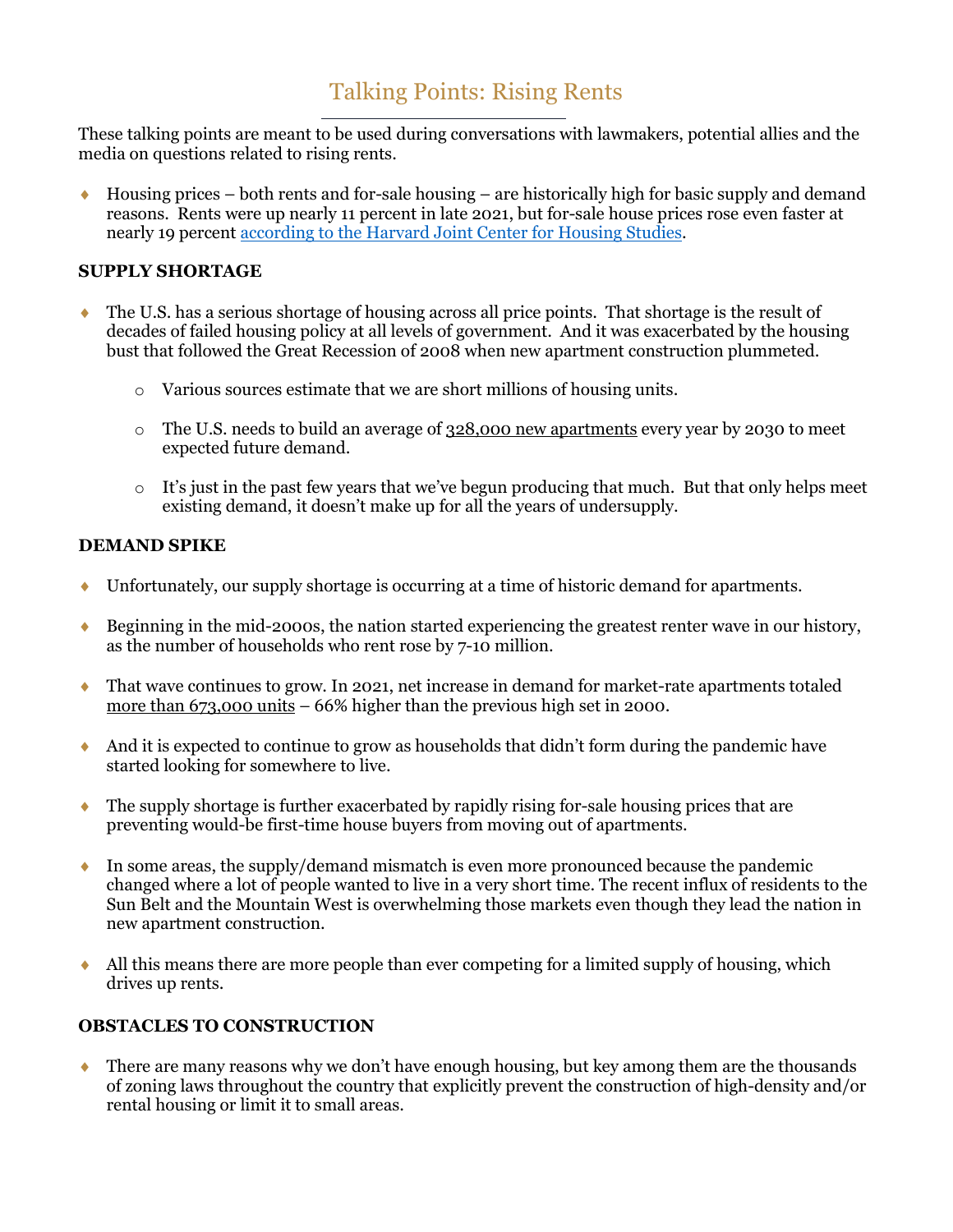# Talking Points: Rising Rents

These talking points are meant to be used during conversations with lawmakers, potential allies and the media on questions related to rising rents.

- Housing prices – both rents and for-sale housing – are historically high for basic supply and demand reasons. Rents were up nearly 11 percent in late 2021, but for-sale house prices rose even faster at nearly 19 percent according to the Harvard Joint Center for Housing Studies.

**SUPPLY SHORTAGE**

- The U.S. has a serious shortage of housing across all price points. That shortage is the result of decades of failed housing policy at all levels of government. And it was exacerbated by the housing bust that followed the Great Recession of 2008 when new apartment construction plummeted.
  - Various sources estimate that we are short millions of housing units.
  - The U.S. needs to build an average of 328,000 new apartments every year by 2030 to meet expected future demand.
  - It's just in the past few years that we've begun producing that much. But that only helps meet existing demand, it doesn't make up for all the years of undersupply.

**DEMAND SPIKE**

- Unfortunately, our supply shortage is occurring at a time of historic demand for apartments.
- Beginning in the mid-2000s, the nation started experiencing the greatest renter wave in our history, as the number of households who rent rose by 7-10 million.
- That wave continues to grow. In 2021, net increase in demand for market-rate apartments totaled more than 673,000 units – 66% higher than the previous high set in 2000.
- And it is expected to continue to grow as households that didn't form during the pandemic have started looking for somewhere to live.
- The supply shortage is further exacerbated by rapidly rising for-sale housing prices that are preventing would-be first-time house buyers from moving out of apartments.
- In some areas, the supply/demand mismatch is even more pronounced because the pandemic changed where a lot of people wanted to live in a very short time. The recent influx of residents to the Sun Belt and the Mountain West is overwhelming those markets even though they lead the nation in new apartment construction.
- All this means there are more people than ever competing for a limited supply of housing, which drives up rents.

**OBSTACLES TO CONSTRUCTION**

- There are many reasons why we don't have enough housing, but key among them are the thousands of zoning laws throughout the country that explicitly prevent the construction of high-density and/or rental housing or limit it to small areas.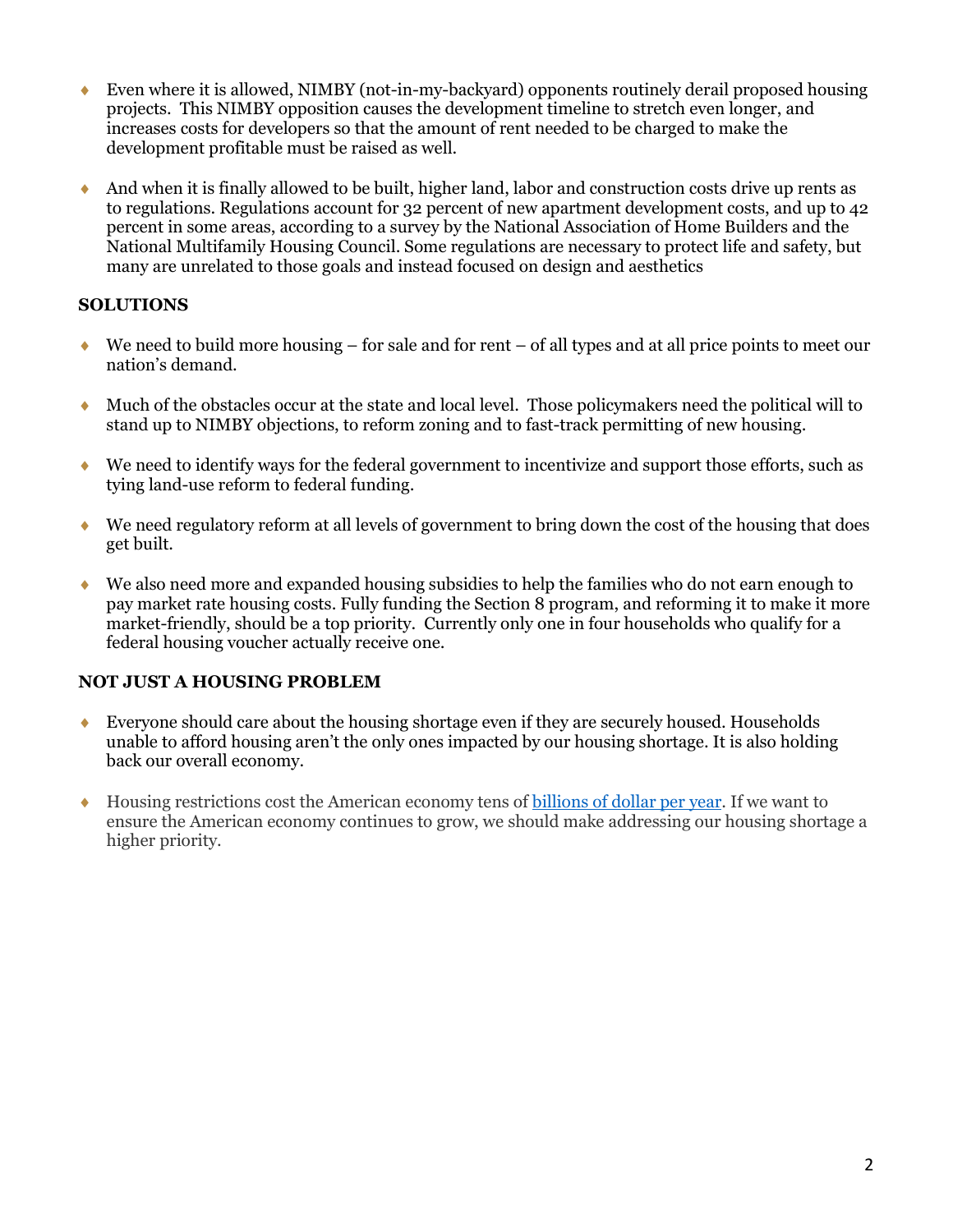- Even where it is allowed, NIMBY (not-in-my-backyard) opponents routinely derail proposed housing projects. This NIMBY opposition causes the development timeline to stretch even longer, and increases costs for developers so that the amount of rent needed to be charged to make the development profitable must be raised as well.

- And when it is finally allowed to be built, higher land, labor and construction costs drive up rents as to regulations. Regulations account for 32 percent of new apartment development costs, and up to 42 percent in some areas, according to a survey by the National Association of Home Builders and the National Multifamily Housing Council. Some regulations are necessary to protect life and safety, but many are unrelated to those goals and instead focused on design and aesthetics

**SOLUTIONS**

- We need to build more housing – for sale and for rent – of all types and at all price points to meet our nation's demand.

- Much of the obstacles occur at the state and local level. Those policymakers need the political will to stand up to NIMBY objections, to reform zoning and to fast-track permitting of new housing.

- We need to identify ways for the federal government to incentivize and support those efforts, such as tying land-use reform to federal funding.

- We need regulatory reform at all levels of government to bring down the cost of the housing that does get built.

- We also need more and expanded housing subsidies to help the families who do not earn enough to pay market rate housing costs. Fully funding the Section 8 program, and reforming it to make it more market-friendly, should be a top priority. Currently only one in four households who qualify for a federal housing voucher actually receive one.

**NOT JUST A HOUSING PROBLEM**

- Everyone should care about the housing shortage even if they are securely housed. Households unable to afford housing aren't the only ones impacted by our housing shortage. It is also holding back our overall economy.

- Housing restrictions cost the American economy tens of billions of dollar per year. If we want to ensure the American economy continues to grow, we should make addressing our housing shortage a higher priority.